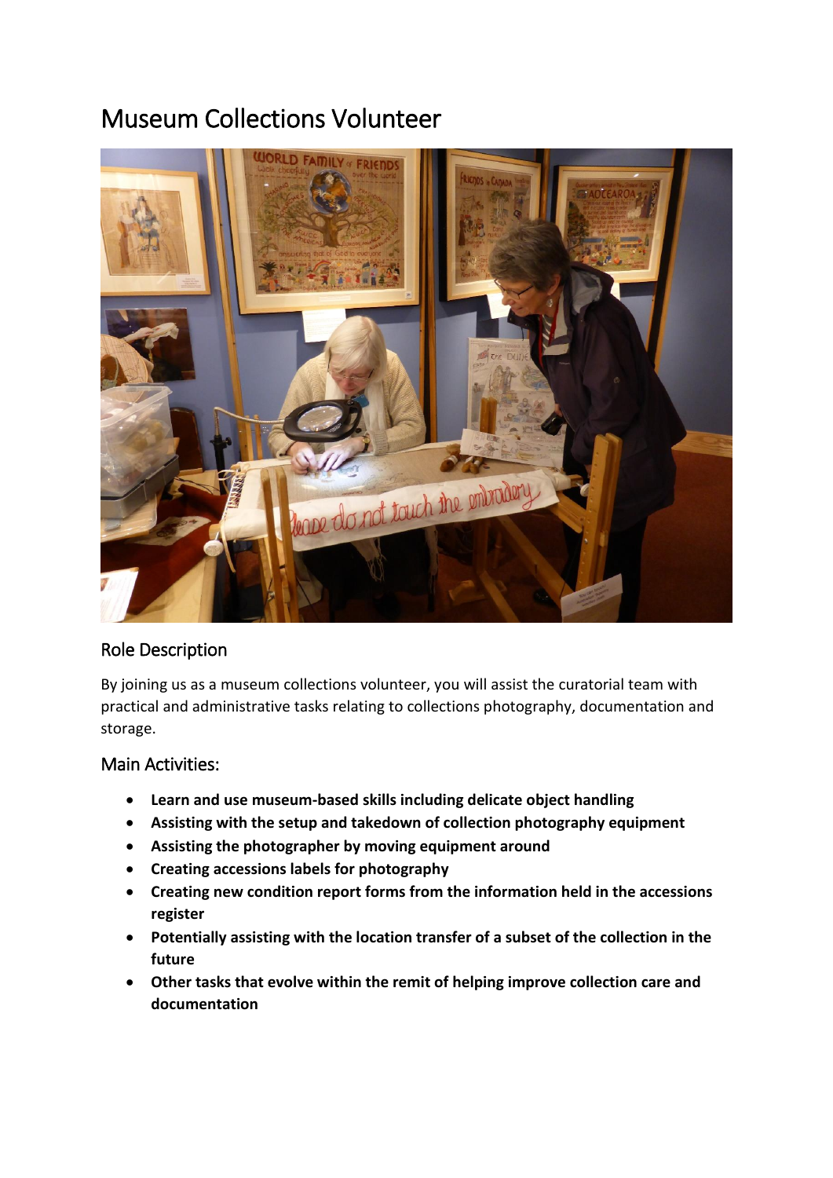# Museum Collections Volunteer

## Role Description

By joining us as a museum collections volunteer, you will assist the curatorial team with practical and administrative tasks relating to collections photography, documentation and storage.

## Main Activities:

- **Learn and use museum-based skills including delicate object handling**
- **Assisting with the setup and takedown of collection photography equipment**
- **Assisting the photographer by moving equipment around**
- **Creating accessions labels for photography**
- **Creating new condition report forms from the information held in the accessions register**
- **Potentially assisting with the location transfer of a subset of the collection in the future**
- **Other tasks that evolve within the remit of helping improve collection care and documentation**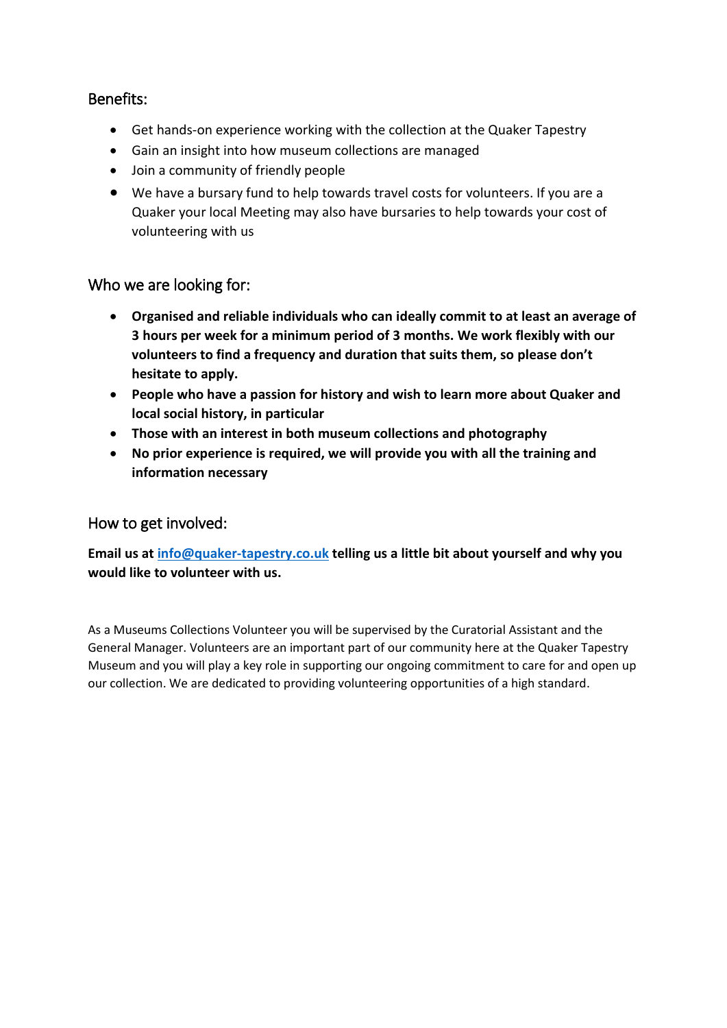## Benefits:

- Get hands-on experience working with the collection at the Quaker Tapestry
- Gain an insight into how museum collections are managed
- Join a community of friendly people
- We have a bursary fund to help towards travel costs for volunteers. If you are a Quaker your local Meeting may also have bursaries to help towards your cost of volunteering with us

## Who we are looking for:

- **Organised and reliable individuals who can ideally commit to at least an average of 3 hours per week for a minimum period of 3 months. We work flexibly with our volunteers to find a frequency and duration that suits them, so please don't hesitate to apply.**
- **People who have a passion for history and wish to learn more about Quaker and local social history, in particular**
- **Those with an interest in both museum collections and photography**
- **No prior experience is required, we will provide you with all the training and information necessary**

## How to get involved:

**Email us at info@quaker-tapestry.co.uk telling us a little bit about yourself and why you would like to volunteer with us.**

As a Museums Collections Volunteer you will be supervised by the Curatorial Assistant and the General Manager. Volunteers are an important part of our community here at the Quaker Tapestry Museum and you will play a key role in supporting our ongoing commitment to care for and open up our collection. We are dedicated to providing volunteering opportunities of a high standard.